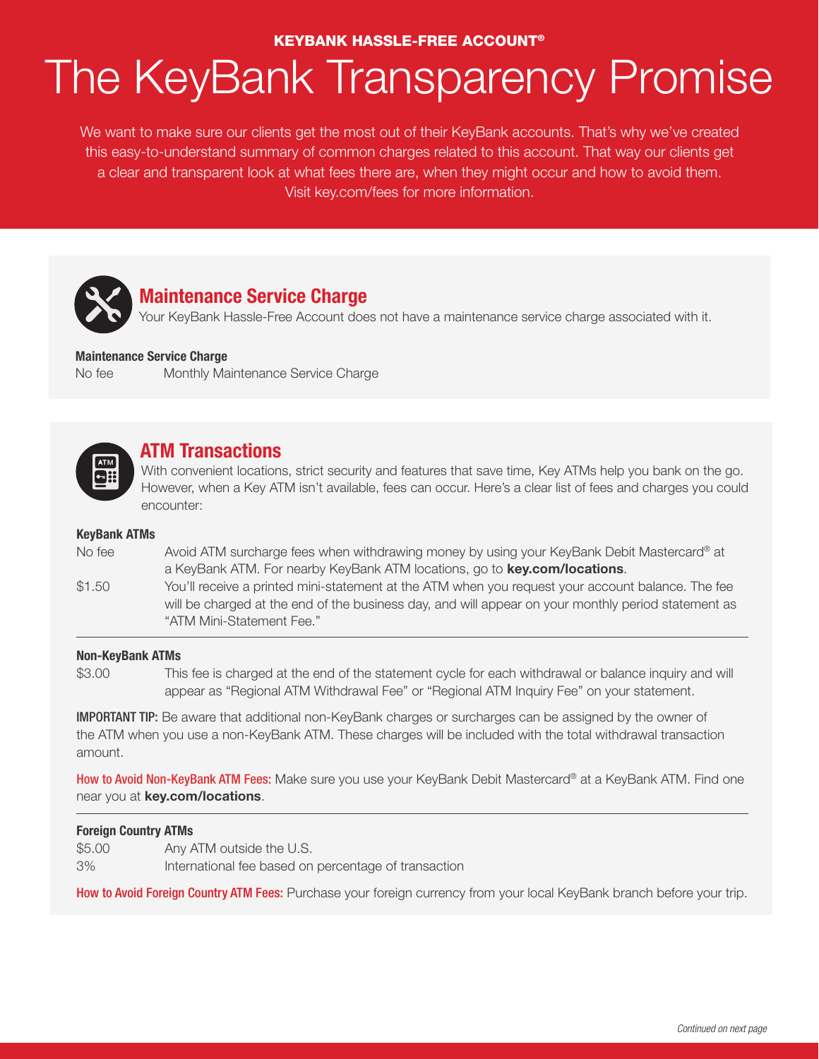KEYBANK HASSLE-FREE ACCOUNT®

# The KeyBank Transparency Promise

We want to make sure our clients get the most out of their KeyBank accounts. That's why we've created this easy-to-understand summary of common charges related to this account. That way our clients get a clear and transparent look at what fees there are, when they might occur and how to avoid them. Visit key.com/fees for more information.

## Maintenance Service Charge

Your KeyBank Hassle-Free Account does not have a maintenance service charge associated with it.

**Maintenance Service Charge**

| | |
|---|---|
| No fee | Monthly Maintenance Service Charge |

## ATM Transactions

With convenient locations, strict security and features that save time, Key ATMs help you bank on the go. However, when a Key ATM isn't available, fees can occur. Here's a clear list of fees and charges you could encounter:

**KeyBank ATMs**

| | |
|---|---|
| No fee | Avoid ATM surcharge fees when withdrawing money by using your KeyBank Debit Mastercard® at a KeyBank ATM. For nearby KeyBank ATM locations, go to **key.com/locations**. |
| $1.50 | You'll receive a printed mini-statement at the ATM when you request your account balance. The fee will be charged at the end of the business day, and will appear on your monthly period statement as "ATM Mini-Statement Fee." |

**Non-KeyBank ATMs**

| | |
|---|---|
| $3.00 | This fee is charged at the end of the statement cycle for each withdrawal or balance inquiry and will appear as "Regional ATM Withdrawal Fee" or "Regional ATM Inquiry Fee" on your statement. |

**IMPORTANT TIP:** Be aware that additional non-KeyBank charges or surcharges can be assigned by the owner of the ATM when you use a non-KeyBank ATM. These charges will be included with the total withdrawal transaction amount.

**How to Avoid Non-KeyBank ATM Fees:** Make sure you use your KeyBank Debit Mastercard® at a KeyBank ATM. Find one near you at **key.com/locations**.

**Foreign Country ATMs**

| | |
|---|---|
| $5.00 | Any ATM outside the U.S. |
| 3% | International fee based on percentage of transaction |

**How to Avoid Foreign Country ATM Fees:** Purchase your foreign currency from your local KeyBank branch before your trip.

*Continued on next page*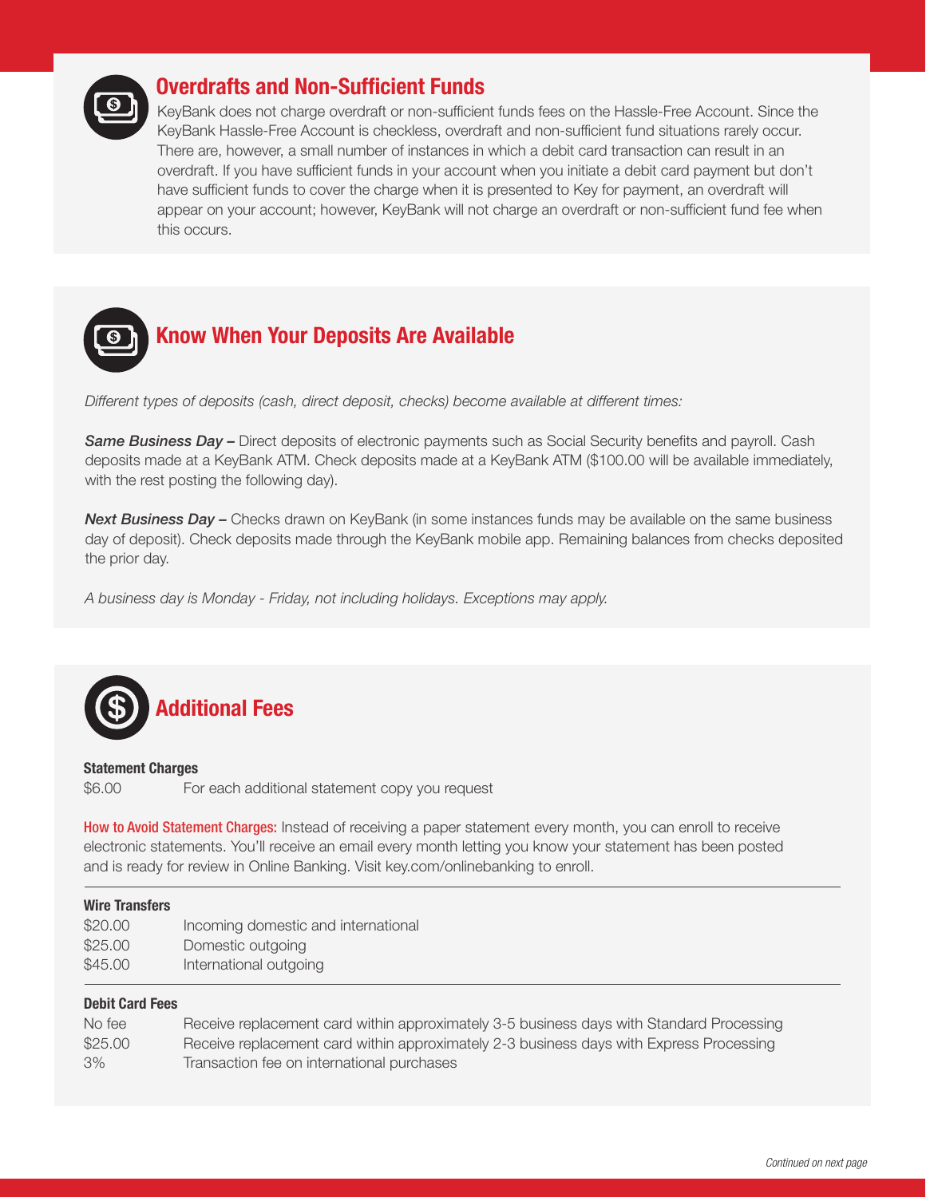## Overdrafts and Non-Sufficient Funds

KeyBank does not charge overdraft or non-sufficient funds fees on the Hassle-Free Account. Since the KeyBank Hassle-Free Account is checkless, overdraft and non-sufficient fund situations rarely occur. There are, however, a small number of instances in which a debit card transaction can result in an overdraft. If you have sufficient funds in your account when you initiate a debit card payment but don't have sufficient funds to cover the charge when it is presented to Key for payment, an overdraft will appear on your account; however, KeyBank will not charge an overdraft or non-sufficient fund fee when this occurs.

## Know When Your Deposits Are Available

*Different types of deposits (cash, direct deposit, checks) become available at different times:*

***Same Business Day –*** Direct deposits of electronic payments such as Social Security benefits and payroll. Cash deposits made at a KeyBank ATM. Check deposits made at a KeyBank ATM ($100.00 will be available immediately, with the rest posting the following day).

***Next Business Day –*** Checks drawn on KeyBank (in some instances funds may be available on the same business day of deposit). Check deposits made through the KeyBank mobile app. Remaining balances from checks deposited the prior day.

*A business day is Monday - Friday, not including holidays. Exceptions may apply.*

## Additional Fees

**Statement Charges**

| | |
|---|---|
| $6.00 | For each additional statement copy you request |

How to Avoid Statement Charges: Instead of receiving a paper statement every month, you can enroll to receive electronic statements. You'll receive an email every month letting you know your statement has been posted and is ready for review in Online Banking. Visit key.com/onlinebanking to enroll.

**Wire Transfers**

| | |
|---|---|
| $20.00 | Incoming domestic and international |
| $25.00 | Domestic outgoing |
| $45.00 | International outgoing |

**Debit Card Fees**

| | |
|---|---|
| No fee | Receive replacement card within approximately 3-5 business days with Standard Processing |
| $25.00 | Receive replacement card within approximately 2-3 business days with Express Processing |
| 3% | Transaction fee on international purchases |

*Continued on next page*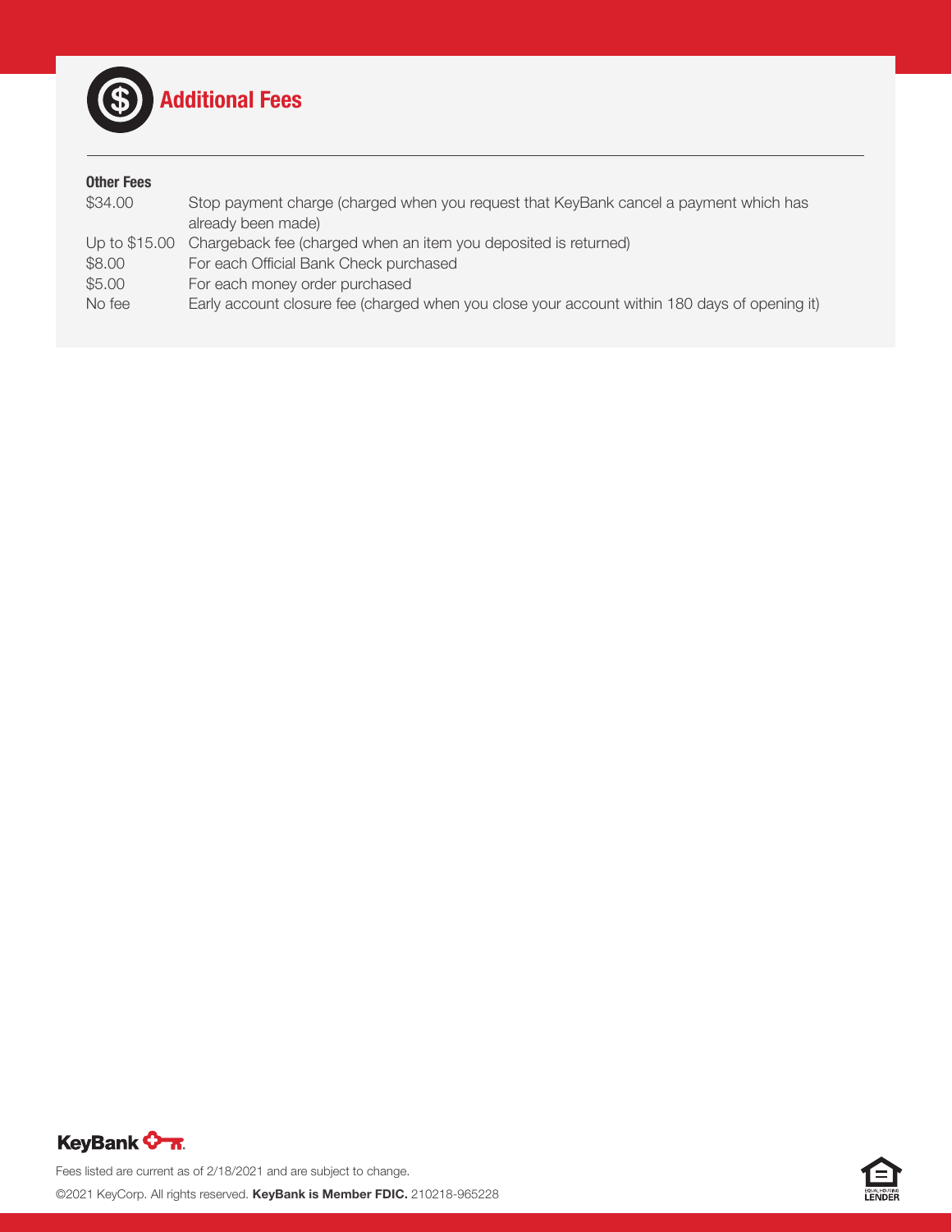## Additional Fees

### Other Fees

| | |
|---|---|
| $34.00 | Stop payment charge (charged when you request that KeyBank cancel a payment which has already been made) |
| Up to $15.00 | Chargeback fee (charged when an item you deposited is returned) |
| $8.00 | For each Official Bank Check purchased |
| $5.00 | For each money order purchased |
| No fee | Early account closure fee (charged when you close your account within 180 days of opening it) |

KeyBank

Fees listed are current as of 2/18/2021 and are subject to change.

©2021 KeyCorp. All rights reserved. **KeyBank is Member FDIC.** 210218-965228